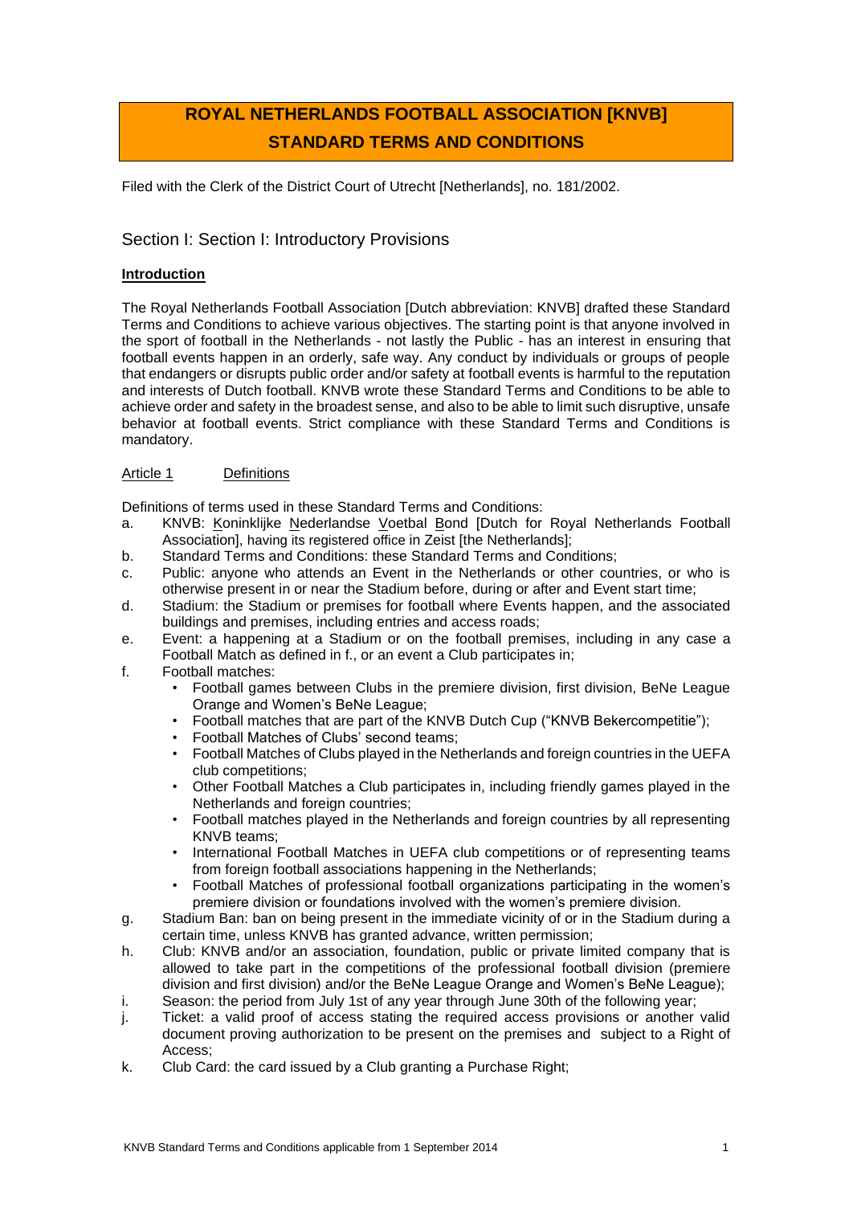# ROYAL NETHERLANDS FOOTBALL ASSOCIATION [KNVB] STANDARD TERMS AND CONDITIONS

Filed with the Clerk of the District Court of Utrecht [Netherlands], no. 181/2002.

## Section I: Section I: Introductory Provisions

### Introduction

The Royal Netherlands Football Association [Dutch abbreviation: KNVB] drafted these Standard Terms and Conditions to achieve various objectives. The starting point is that anyone involved in the sport of football in the Netherlands - not lastly the Public - has an interest in ensuring that football events happen in an orderly, safe way. Any conduct by individuals or groups of people that endangers or disrupts public order and/or safety at football events is harmful to the reputation and interests of Dutch football. KNVB wrote these Standard Terms and Conditions to be able to achieve order and safety in the broadest sense, and also to be able to limit such disruptive, unsafe behavior at football events. Strict compliance with these Standard Terms and Conditions is mandatory.

Article 1 Definitions

Definitions of terms used in these Standard Terms and Conditions:

a. KNVB: Koninklijke Nederlandse Voetbal Bond [Dutch for Royal Netherlands Football Association], having its registered office in Zeist [the Netherlands];
b. Standard Terms and Conditions: these Standard Terms and Conditions;
c. Public: anyone who attends an Event in the Netherlands or other countries, or who is otherwise present in or near the Stadium before, during or after and Event start time;
d. Stadium: the Stadium or premises for football where Events happen, and the associated buildings and premises, including entries and access roads;
e. Event: a happening at a Stadium or on the football premises, including in any case a Football Match as defined in f., or an event a Club participates in;
f. Football matches:
    - Football games between Clubs in the premiere division, first division, BeNe League Orange and Women's BeNe League;
    - Football matches that are part of the KNVB Dutch Cup ("KNVB Bekercompetitie");
    - Football Matches of Clubs' second teams;
    - Football Matches of Clubs played in the Netherlands and foreign countries in the UEFA club competitions;
    - Other Football Matches a Club participates in, including friendly games played in the Netherlands and foreign countries;
    - Football matches played in the Netherlands and foreign countries by all representing KNVB teams;
    - International Football Matches in UEFA club competitions or of representing teams from foreign football associations happening in the Netherlands;
    - Football Matches of professional football organizations participating in the women's premiere division or foundations involved with the women's premiere division.
g. Stadium Ban: ban on being present in the immediate vicinity of or in the Stadium during a certain time, unless KNVB has granted advance, written permission;
h. Club: KNVB and/or an association, foundation, public or private limited company that is allowed to take part in the competitions of the professional football division (premiere division and first division) and/or the BeNe League Orange and Women's BeNe League);
i. Season: the period from July 1st of any year through June 30th of the following year;
j. Ticket: a valid proof of access stating the required access provisions or another valid document proving authorization to be present on the premises and subject to a Right of Access;
k. Club Card: the card issued by a Club granting a Purchase Right;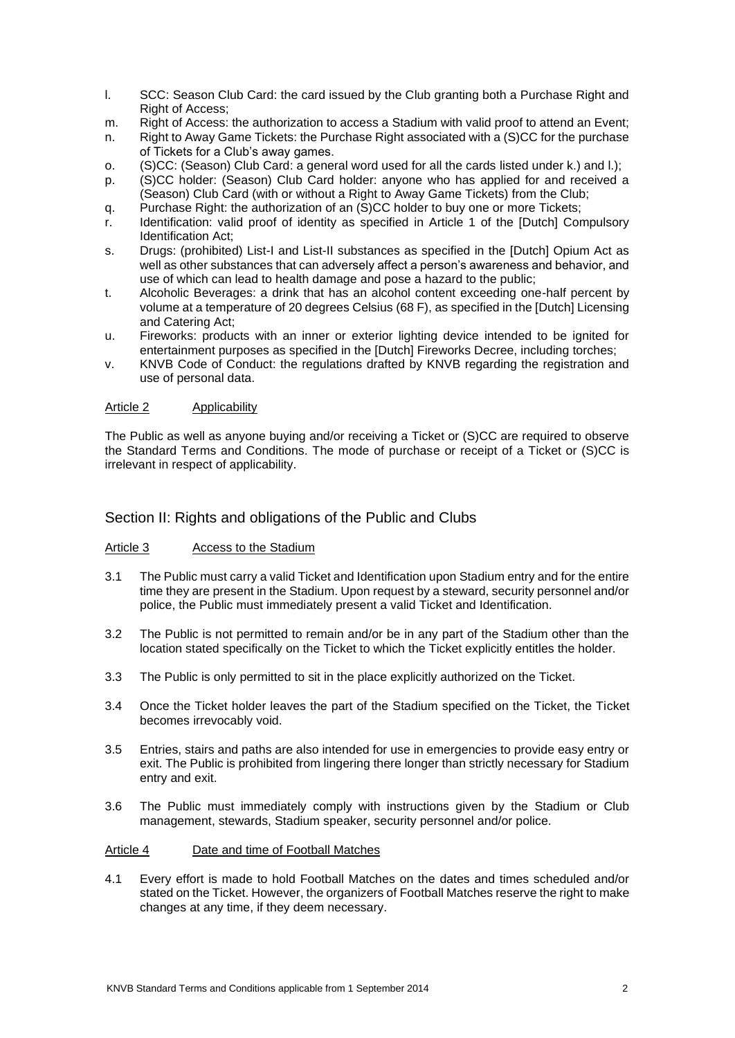l. SCC: Season Club Card: the card issued by the Club granting both a Purchase Right and Right of Access;
m. Right of Access: the authorization to access a Stadium with valid proof to attend an Event;
n. Right to Away Game Tickets: the Purchase Right associated with a (S)CC for the purchase of Tickets for a Club's away games.
o. (S)CC: (Season) Club Card: a general word used for all the cards listed under k.) and l.);
p. (S)CC holder: (Season) Club Card holder: anyone who has applied for and received a (Season) Club Card (with or without a Right to Away Game Tickets) from the Club;
q. Purchase Right: the authorization of an (S)CC holder to buy one or more Tickets;
r. Identification: valid proof of identity as specified in Article 1 of the [Dutch] Compulsory Identification Act;
s. Drugs: (prohibited) List-I and List-II substances as specified in the [Dutch] Opium Act as well as other substances that can adversely affect a person's awareness and behavior, and use of which can lead to health damage and pose a hazard to the public;
t. Alcoholic Beverages: a drink that has an alcohol content exceeding one-half percent by volume at a temperature of 20 degrees Celsius (68 F), as specified in the [Dutch] Licensing and Catering Act;
u. Fireworks: products with an inner or exterior lighting device intended to be ignited for entertainment purposes as specified in the [Dutch] Fireworks Decree, including torches;
v. KNVB Code of Conduct: the regulations drafted by KNVB regarding the registration and use of personal data.

Article 2 Applicability

The Public as well as anyone buying and/or receiving a Ticket or (S)CC are required to observe the Standard Terms and Conditions. The mode of purchase or receipt of a Ticket or (S)CC is irrelevant in respect of applicability.

## Section II: Rights and obligations of the Public and Clubs

Article 3 Access to the Stadium

3.1 The Public must carry a valid Ticket and Identification upon Stadium entry and for the entire time they are present in the Stadium. Upon request by a steward, security personnel and/or police, the Public must immediately present a valid Ticket and Identification.

3.2 The Public is not permitted to remain and/or be in any part of the Stadium other than the location stated specifically on the Ticket to which the Ticket explicitly entitles the holder.

3.3 The Public is only permitted to sit in the place explicitly authorized on the Ticket.

3.4 Once the Ticket holder leaves the part of the Stadium specified on the Ticket, the Ticket becomes irrevocably void.

3.5 Entries, stairs and paths are also intended for use in emergencies to provide easy entry or exit. The Public is prohibited from lingering there longer than strictly necessary for Stadium entry and exit.

3.6 The Public must immediately comply with instructions given by the Stadium or Club management, stewards, Stadium speaker, security personnel and/or police.

Article 4 Date and time of Football Matches

4.1 Every effort is made to hold Football Matches on the dates and times scheduled and/or stated on the Ticket. However, the organizers of Football Matches reserve the right to make changes at any time, if they deem necessary.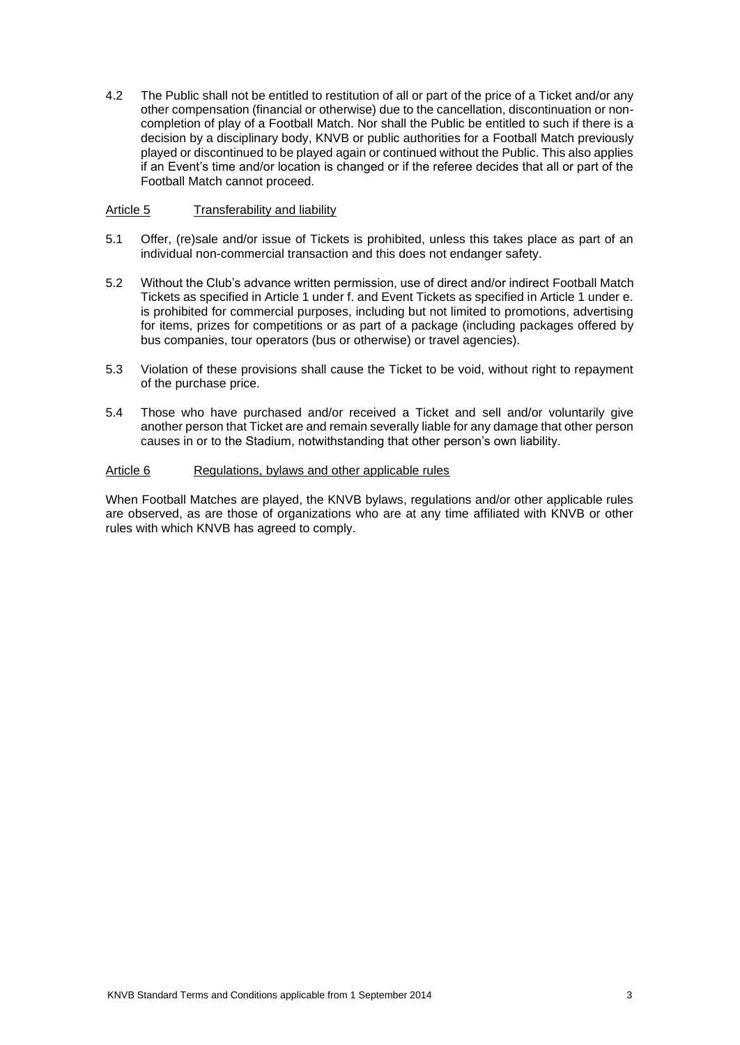4.2 The Public shall not be entitled to restitution of all or part of the price of a Ticket and/or any other compensation (financial or otherwise) due to the cancellation, discontinuation or non-completion of play of a Football Match. Nor shall the Public be entitled to such if there is a decision by a disciplinary body, KNVB or public authorities for a Football Match previously played or discontinued to be played again or continued without the Public. This also applies if an Event's time and/or location is changed or if the referee decides that all or part of the Football Match cannot proceed.

## Article 5 Transferability and liability

5.1 Offer, (re)sale and/or issue of Tickets is prohibited, unless this takes place as part of an individual non-commercial transaction and this does not endanger safety.

5.2 Without the Club's advance written permission, use of direct and/or indirect Football Match Tickets as specified in Article 1 under f. and Event Tickets as specified in Article 1 under e. is prohibited for commercial purposes, including but not limited to promotions, advertising for items, prizes for competitions or as part of a package (including packages offered by bus companies, tour operators (bus or otherwise) or travel agencies).

5.3 Violation of these provisions shall cause the Ticket to be void, without right to repayment of the purchase price.

5.4 Those who have purchased and/or received a Ticket and sell and/or voluntarily give another person that Ticket are and remain severally liable for any damage that other person causes in or to the Stadium, notwithstanding that other person's own liability.

## Article 6 Regulations, bylaws and other applicable rules

When Football Matches are played, the KNVB bylaws, regulations and/or other applicable rules are observed, as are those of organizations who are at any time affiliated with KNVB or other rules with which KNVB has agreed to comply.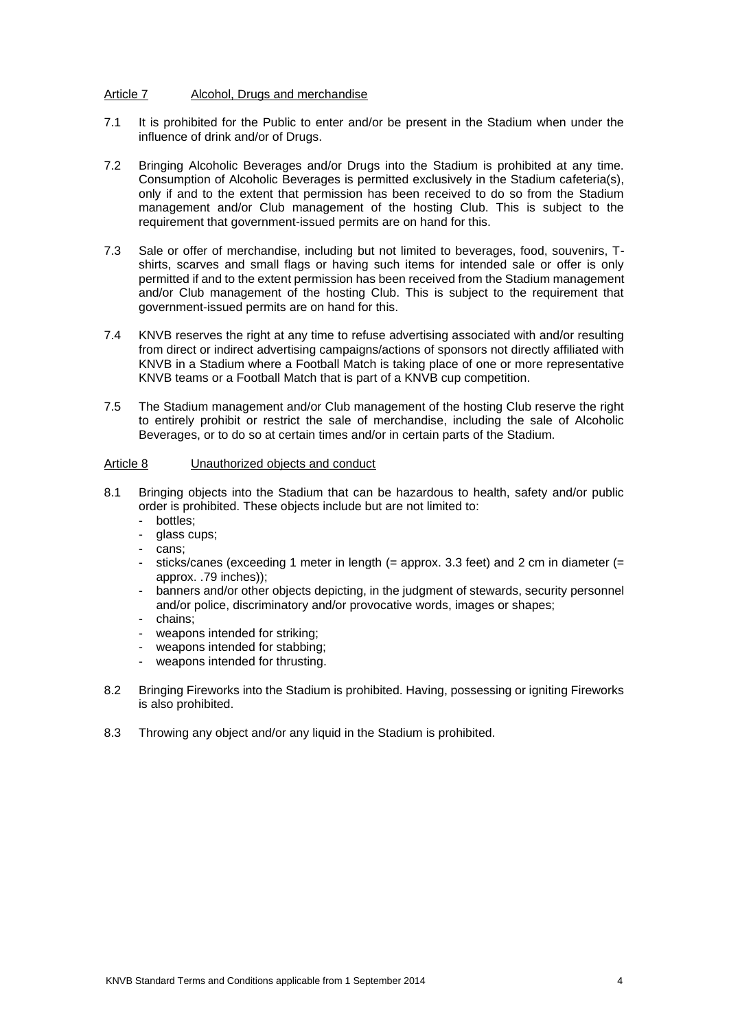Article 7 Alcohol, Drugs and merchandise

7.1 It is prohibited for the Public to enter and/or be present in the Stadium when under the influence of drink and/or of Drugs.

7.2 Bringing Alcoholic Beverages and/or Drugs into the Stadium is prohibited at any time. Consumption of Alcoholic Beverages is permitted exclusively in the Stadium cafeteria(s), only if and to the extent that permission has been received to do so from the Stadium management and/or Club management of the hosting Club. This is subject to the requirement that government-issued permits are on hand for this.

7.3 Sale or offer of merchandise, including but not limited to beverages, food, souvenirs, T-shirts, scarves and small flags or having such items for intended sale or offer is only permitted if and to the extent permission has been received from the Stadium management and/or Club management of the hosting Club. This is subject to the requirement that government-issued permits are on hand for this.

7.4 KNVB reserves the right at any time to refuse advertising associated with and/or resulting from direct or indirect advertising campaigns/actions of sponsors not directly affiliated with KNVB in a Stadium where a Football Match is taking place of one or more representative KNVB teams or a Football Match that is part of a KNVB cup competition.

7.5 The Stadium management and/or Club management of the hosting Club reserve the right to entirely prohibit or restrict the sale of merchandise, including the sale of Alcoholic Beverages, or to do so at certain times and/or in certain parts of the Stadium.

Article 8 Unauthorized objects and conduct

8.1 Bringing objects into the Stadium that can be hazardous to health, safety and/or public order is prohibited. These objects include but are not limited to:
- bottles;
- glass cups;
- cans;
- sticks/canes (exceeding 1 meter in length (= approx. 3.3 feet) and 2 cm in diameter (= approx. .79 inches));
- banners and/or other objects depicting, in the judgment of stewards, security personnel and/or police, discriminatory and/or provocative words, images or shapes;
- chains;
- weapons intended for striking;
- weapons intended for stabbing;
- weapons intended for thrusting.

8.2 Bringing Fireworks into the Stadium is prohibited. Having, possessing or igniting Fireworks is also prohibited.

8.3 Throwing any object and/or any liquid in the Stadium is prohibited.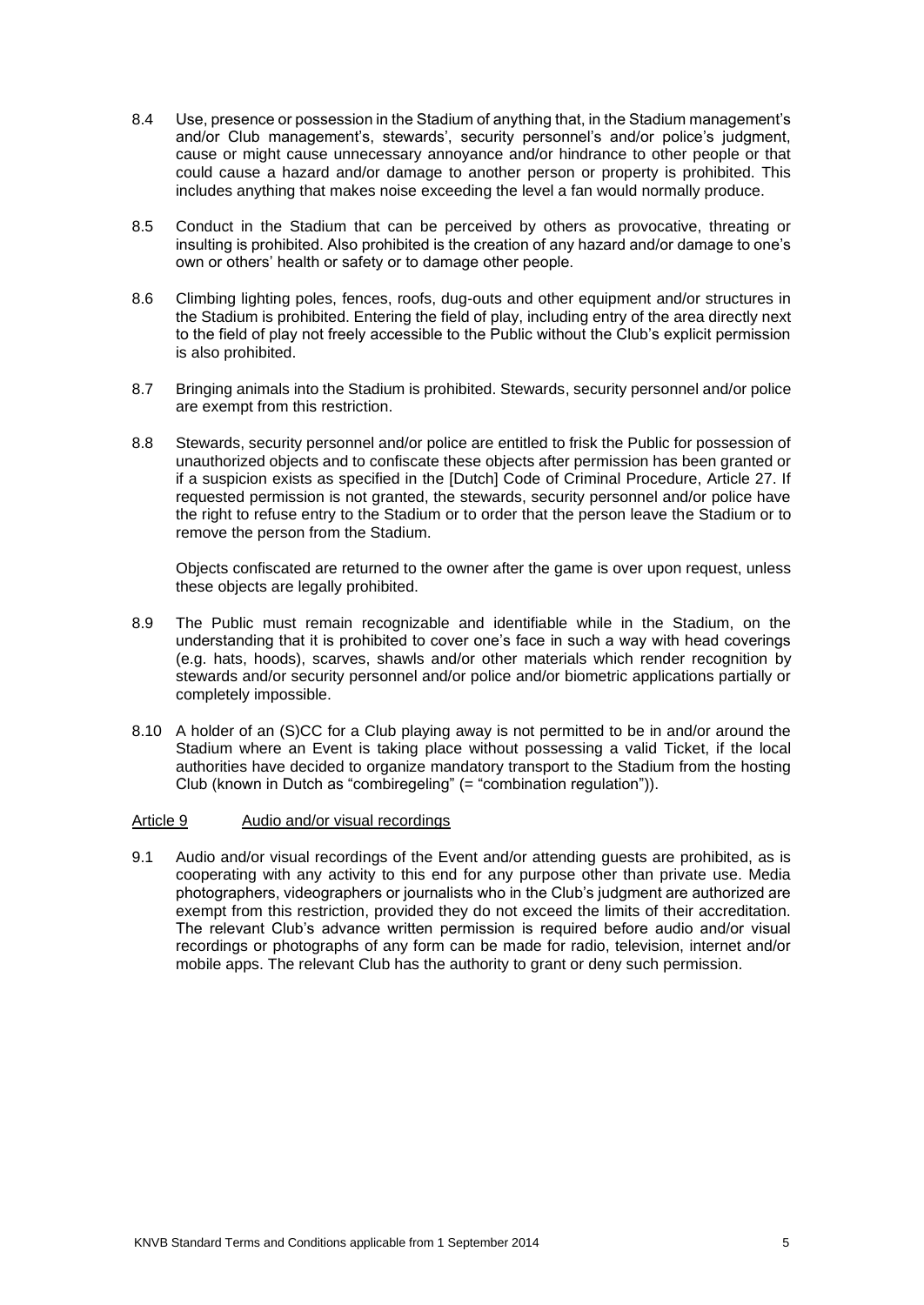8.4 Use, presence or possession in the Stadium of anything that, in the Stadium management's and/or Club management's, stewards', security personnel's and/or police's judgment, cause or might cause unnecessary annoyance and/or hindrance to other people or that could cause a hazard and/or damage to another person or property is prohibited. This includes anything that makes noise exceeding the level a fan would normally produce.

8.5 Conduct in the Stadium that can be perceived by others as provocative, threating or insulting is prohibited. Also prohibited is the creation of any hazard and/or damage to one's own or others' health or safety or to damage other people.

8.6 Climbing lighting poles, fences, roofs, dug-outs and other equipment and/or structures in the Stadium is prohibited. Entering the field of play, including entry of the area directly next to the field of play not freely accessible to the Public without the Club's explicit permission is also prohibited.

8.7 Bringing animals into the Stadium is prohibited. Stewards, security personnel and/or police are exempt from this restriction.

8.8 Stewards, security personnel and/or police are entitled to frisk the Public for possession of unauthorized objects and to confiscate these objects after permission has been granted or if a suspicion exists as specified in the [Dutch] Code of Criminal Procedure, Article 27. If requested permission is not granted, the stewards, security personnel and/or police have the right to refuse entry to the Stadium or to order that the person leave the Stadium or to remove the person from the Stadium.

Objects confiscated are returned to the owner after the game is over upon request, unless these objects are legally prohibited.

8.9 The Public must remain recognizable and identifiable while in the Stadium, on the understanding that it is prohibited to cover one's face in such a way with head coverings (e.g. hats, hoods), scarves, shawls and/or other materials which render recognition by stewards and/or security personnel and/or police and/or biometric applications partially or completely impossible.

8.10 A holder of an (S)CC for a Club playing away is not permitted to be in and/or around the Stadium where an Event is taking place without possessing a valid Ticket, if the local authorities have decided to organize mandatory transport to the Stadium from the hosting Club (known in Dutch as "combiregeling" (= "combination regulation")).

## Article 9 Audio and/or visual recordings

9.1 Audio and/or visual recordings of the Event and/or attending guests are prohibited, as is cooperating with any activity to this end for any purpose other than private use. Media photographers, videographers or journalists who in the Club's judgment are authorized are exempt from this restriction, provided they do not exceed the limits of their accreditation. The relevant Club's advance written permission is required before audio and/or visual recordings or photographs of any form can be made for radio, television, internet and/or mobile apps. The relevant Club has the authority to grant or deny such permission.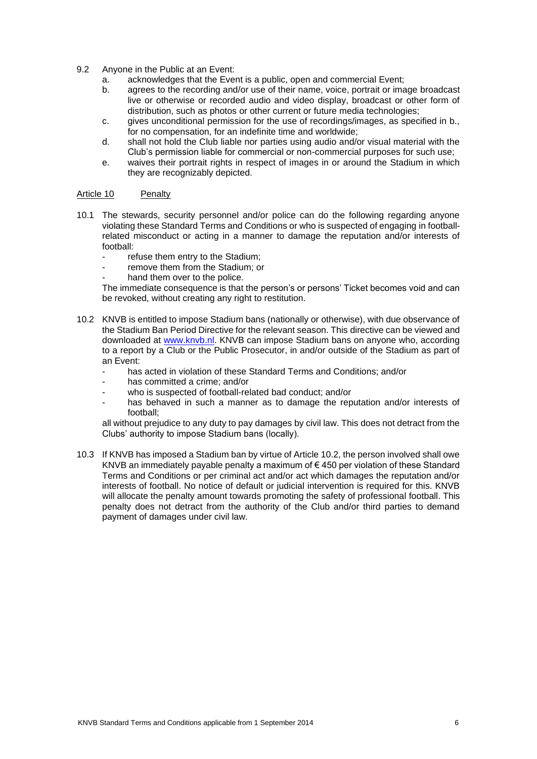9.2 Anyone in the Public at an Event:

   a. acknowledges that the Event is a public, open and commercial Event;
   b. agrees to the recording and/or use of their name, voice, portrait or image broadcast live or otherwise or recorded audio and video display, broadcast or other form of distribution, such as photos or other current or future media technologies;
   c. gives unconditional permission for the use of recordings/images, as specified in b., for no compensation, for an indefinite time and worldwide;
   d. shall not hold the Club liable nor parties using audio and/or visual material with the Club's permission liable for commercial or non-commercial purposes for such use;
   e. waives their portrait rights in respect of images in or around the Stadium in which they are recognizably depicted.

## Article 10 Penalty

10.1 The stewards, security personnel and/or police can do the following regarding anyone violating these Standard Terms and Conditions or who is suspected of engaging in football-related misconduct or acting in a manner to damage the reputation and/or interests of football:

- refuse them entry to the Stadium;
- remove them from the Stadium; or
- hand them over to the police.

The immediate consequence is that the person's or persons' Ticket becomes void and can be revoked, without creating any right to restitution.

10.2 KNVB is entitled to impose Stadium bans (nationally or otherwise), with due observance of the Stadium Ban Period Directive for the relevant season. This directive can be viewed and downloaded at www.knvb.nl. KNVB can impose Stadium bans on anyone who, according to a report by a Club or the Public Prosecutor, in and/or outside of the Stadium as part of an Event:

- has acted in violation of these Standard Terms and Conditions; and/or
- has committed a crime; and/or
- who is suspected of football-related bad conduct; and/or
- has behaved in such a manner as to damage the reputation and/or interests of football;

all without prejudice to any duty to pay damages by civil law. This does not detract from the Clubs' authority to impose Stadium bans (locally).

10.3 If KNVB has imposed a Stadium ban by virtue of Article 10.2, the person involved shall owe KNVB an immediately payable penalty a maximum of € 450 per violation of these Standard Terms and Conditions or per criminal act and/or act which damages the reputation and/or interests of football. No notice of default or judicial intervention is required for this. KNVB will allocate the penalty amount towards promoting the safety of professional football. This penalty does not detract from the authority of the Club and/or third parties to demand payment of damages under civil law.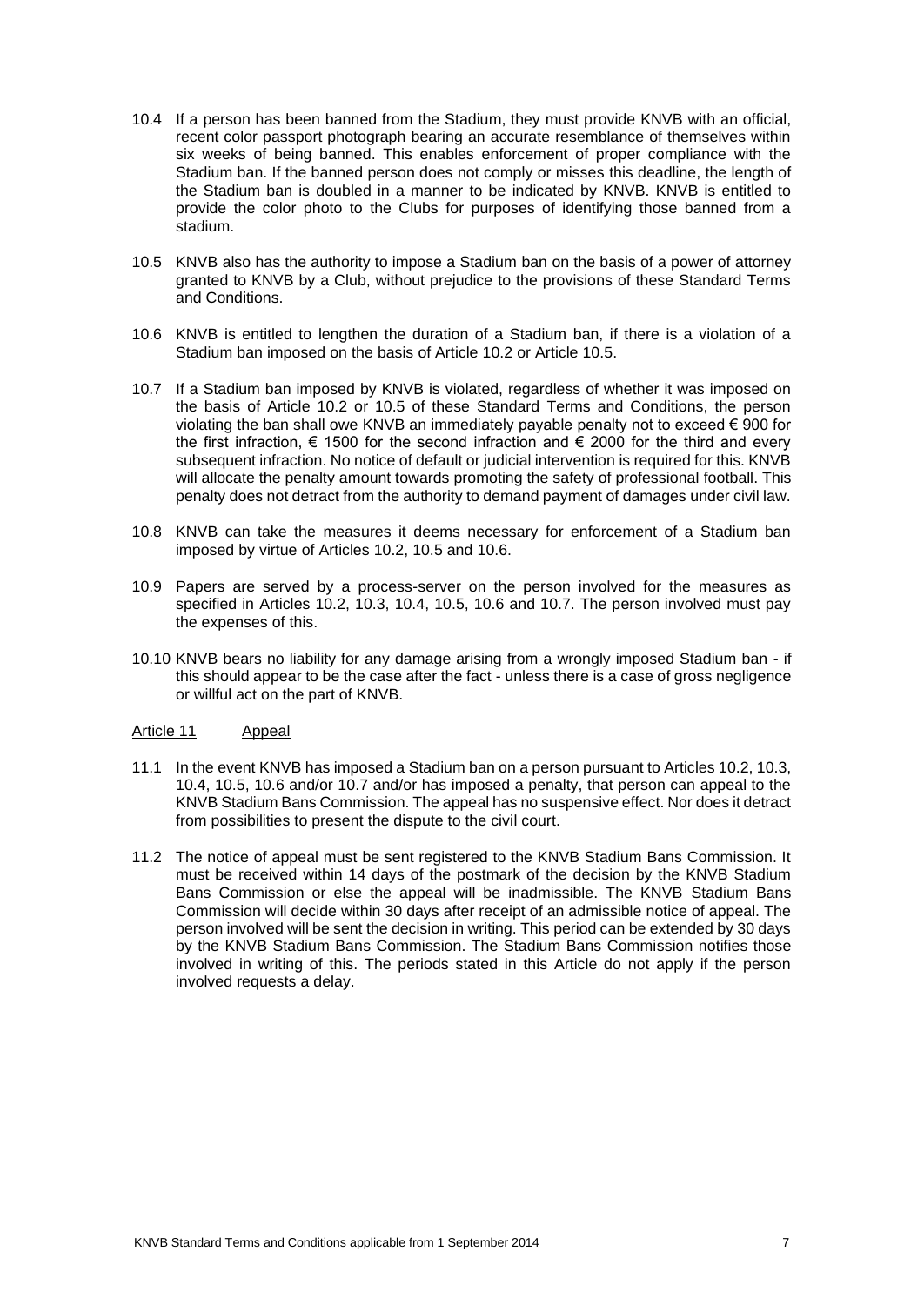10.4 If a person has been banned from the Stadium, they must provide KNVB with an official, recent color passport photograph bearing an accurate resemblance of themselves within six weeks of being banned. This enables enforcement of proper compliance with the Stadium ban. If the banned person does not comply or misses this deadline, the length of the Stadium ban is doubled in a manner to be indicated by KNVB. KNVB is entitled to provide the color photo to the Clubs for purposes of identifying those banned from a stadium.

10.5 KNVB also has the authority to impose a Stadium ban on the basis of a power of attorney granted to KNVB by a Club, without prejudice to the provisions of these Standard Terms and Conditions.

10.6 KNVB is entitled to lengthen the duration of a Stadium ban, if there is a violation of a Stadium ban imposed on the basis of Article 10.2 or Article 10.5.

10.7 If a Stadium ban imposed by KNVB is violated, regardless of whether it was imposed on the basis of Article 10.2 or 10.5 of these Standard Terms and Conditions, the person violating the ban shall owe KNVB an immediately payable penalty not to exceed € 900 for the first infraction, € 1500 for the second infraction and € 2000 for the third and every subsequent infraction. No notice of default or judicial intervention is required for this. KNVB will allocate the penalty amount towards promoting the safety of professional football. This penalty does not detract from the authority to demand payment of damages under civil law.

10.8 KNVB can take the measures it deems necessary for enforcement of a Stadium ban imposed by virtue of Articles 10.2, 10.5 and 10.6.

10.9 Papers are served by a process-server on the person involved for the measures as specified in Articles 10.2, 10.3, 10.4, 10.5, 10.6 and 10.7. The person involved must pay the expenses of this.

10.10 KNVB bears no liability for any damage arising from a wrongly imposed Stadium ban - if this should appear to be the case after the fact - unless there is a case of gross negligence or willful act on the part of KNVB.

## Article 11 Appeal

11.1 In the event KNVB has imposed a Stadium ban on a person pursuant to Articles 10.2, 10.3, 10.4, 10.5, 10.6 and/or 10.7 and/or has imposed a penalty, that person can appeal to the KNVB Stadium Bans Commission. The appeal has no suspensive effect. Nor does it detract from possibilities to present the dispute to the civil court.

11.2 The notice of appeal must be sent registered to the KNVB Stadium Bans Commission. It must be received within 14 days of the postmark of the decision by the KNVB Stadium Bans Commission or else the appeal will be inadmissible. The KNVB Stadium Bans Commission will decide within 30 days after receipt of an admissible notice of appeal. The person involved will be sent the decision in writing. This period can be extended by 30 days by the KNVB Stadium Bans Commission. The Stadium Bans Commission notifies those involved in writing of this. The periods stated in this Article do not apply if the person involved requests a delay.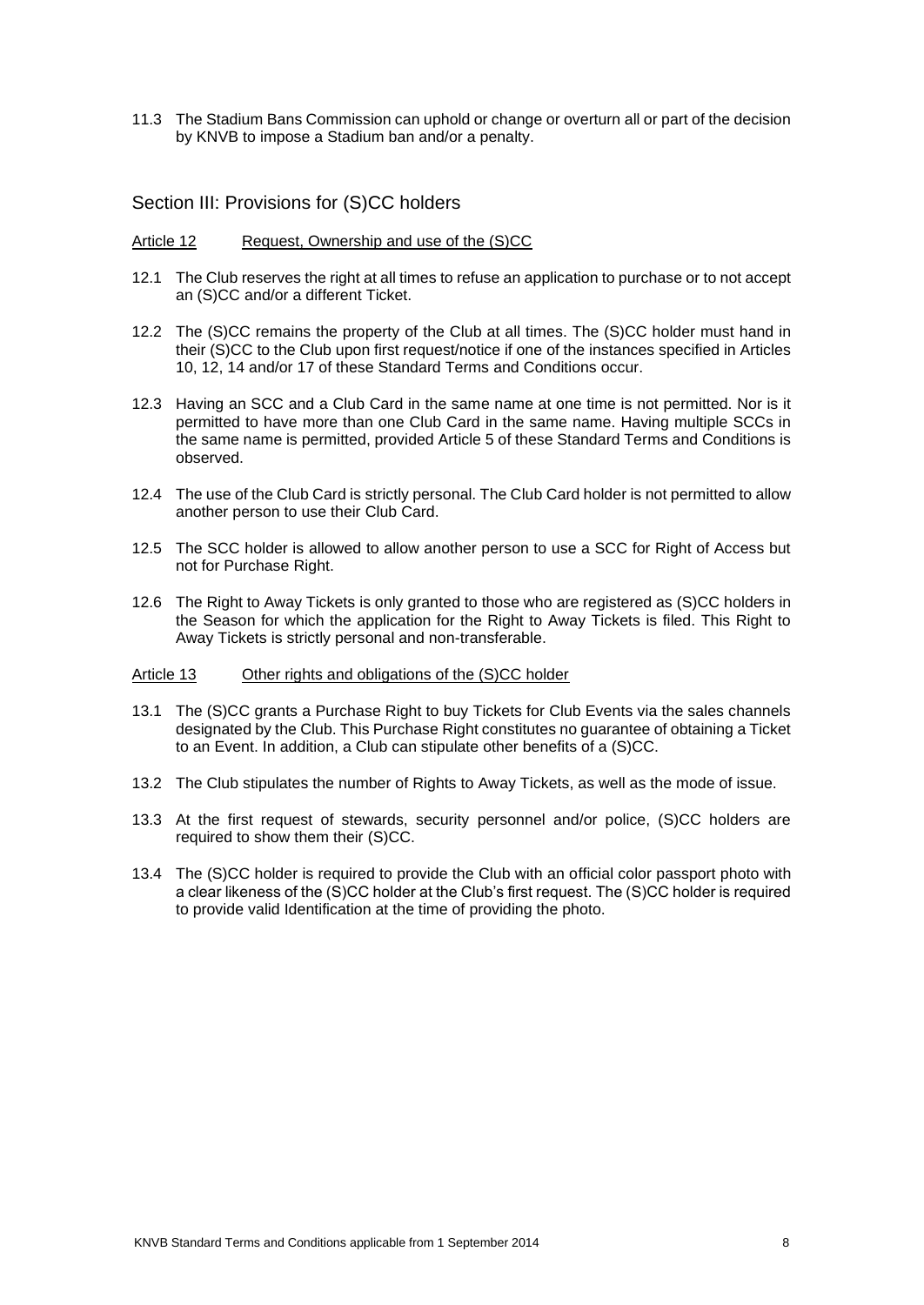11.3 The Stadium Bans Commission can uphold or change or overturn all or part of the decision by KNVB to impose a Stadium ban and/or a penalty.

## Section III: Provisions for (S)CC holders

### Article 12 Request, Ownership and use of the (S)CC

12.1 The Club reserves the right at all times to refuse an application to purchase or to not accept an (S)CC and/or a different Ticket.

12.2 The (S)CC remains the property of the Club at all times. The (S)CC holder must hand in their (S)CC to the Club upon first request/notice if one of the instances specified in Articles 10, 12, 14 and/or 17 of these Standard Terms and Conditions occur.

12.3 Having an SCC and a Club Card in the same name at one time is not permitted. Nor is it permitted to have more than one Club Card in the same name. Having multiple SCCs in the same name is permitted, provided Article 5 of these Standard Terms and Conditions is observed.

12.4 The use of the Club Card is strictly personal. The Club Card holder is not permitted to allow another person to use their Club Card.

12.5 The SCC holder is allowed to allow another person to use a SCC for Right of Access but not for Purchase Right.

12.6 The Right to Away Tickets is only granted to those who are registered as (S)CC holders in the Season for which the application for the Right to Away Tickets is filed. This Right to Away Tickets is strictly personal and non-transferable.

### Article 13 Other rights and obligations of the (S)CC holder

13.1 The (S)CC grants a Purchase Right to buy Tickets for Club Events via the sales channels designated by the Club. This Purchase Right constitutes no guarantee of obtaining a Ticket to an Event. In addition, a Club can stipulate other benefits of a (S)CC.

13.2 The Club stipulates the number of Rights to Away Tickets, as well as the mode of issue.

13.3 At the first request of stewards, security personnel and/or police, (S)CC holders are required to show them their (S)CC.

13.4 The (S)CC holder is required to provide the Club with an official color passport photo with a clear likeness of the (S)CC holder at the Club's first request. The (S)CC holder is required to provide valid Identification at the time of providing the photo.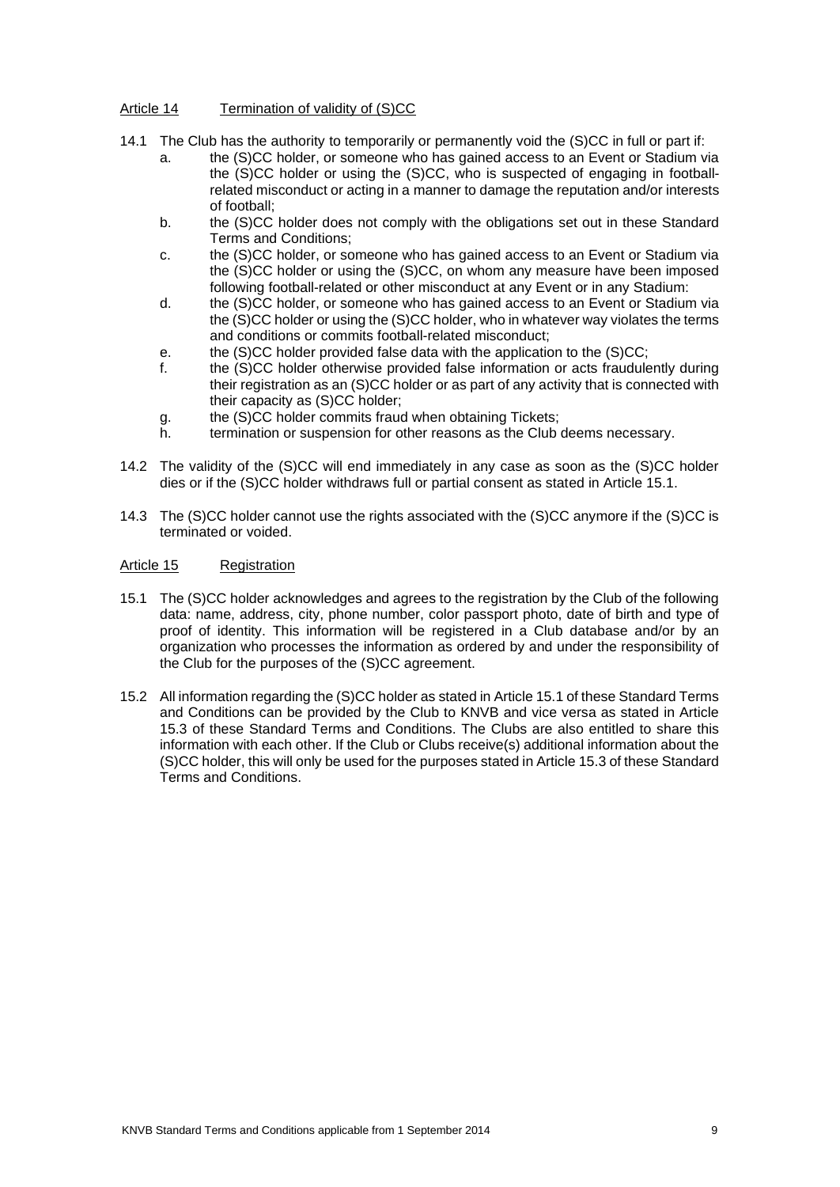## Article 14 Termination of validity of (S)CC

14.1 The Club has the authority to temporarily or permanently void the (S)CC in full or part if:

a. the (S)CC holder, or someone who has gained access to an Event or Stadium via the (S)CC holder or using the (S)CC, who is suspected of engaging in football-related misconduct or acting in a manner to damage the reputation and/or interests of football;

b. the (S)CC holder does not comply with the obligations set out in these Standard Terms and Conditions;

c. the (S)CC holder, or someone who has gained access to an Event or Stadium via the (S)CC holder or using the (S)CC, on whom any measure have been imposed following football-related or other misconduct at any Event or in any Stadium:

d. the (S)CC holder, or someone who has gained access to an Event or Stadium via the (S)CC holder or using the (S)CC holder, who in whatever way violates the terms and conditions or commits football-related misconduct;

e. the (S)CC holder provided false data with the application to the (S)CC;

f. the (S)CC holder otherwise provided false information or acts fraudulently during their registration as an (S)CC holder or as part of any activity that is connected with their capacity as (S)CC holder;

g. the (S)CC holder commits fraud when obtaining Tickets;

h. termination or suspension for other reasons as the Club deems necessary.

14.2 The validity of the (S)CC will end immediately in any case as soon as the (S)CC holder dies or if the (S)CC holder withdraws full or partial consent as stated in Article 15.1.

14.3 The (S)CC holder cannot use the rights associated with the (S)CC anymore if the (S)CC is terminated or voided.

## Article 15 Registration

15.1 The (S)CC holder acknowledges and agrees to the registration by the Club of the following data: name, address, city, phone number, color passport photo, date of birth and type of proof of identity. This information will be registered in a Club database and/or by an organization who processes the information as ordered by and under the responsibility of the Club for the purposes of the (S)CC agreement.

15.2 All information regarding the (S)CC holder as stated in Article 15.1 of these Standard Terms and Conditions can be provided by the Club to KNVB and vice versa as stated in Article 15.3 of these Standard Terms and Conditions. The Clubs are also entitled to share this information with each other. If the Club or Clubs receive(s) additional information about the (S)CC holder, this will only be used for the purposes stated in Article 15.3 of these Standard Terms and Conditions.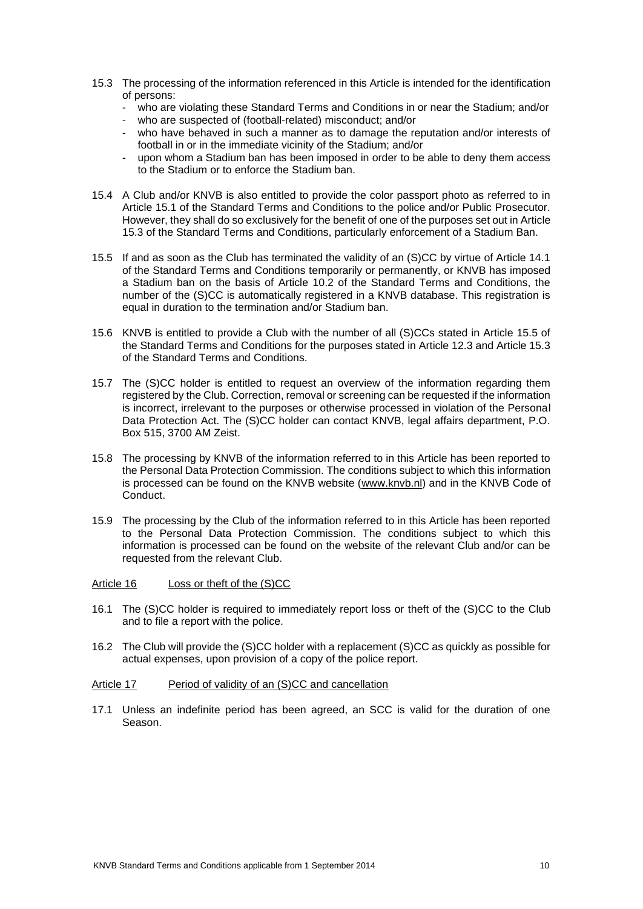15.3 The processing of the information referenced in this Article is intended for the identification of persons:

- who are violating these Standard Terms and Conditions in or near the Stadium; and/or
- who are suspected of (football-related) misconduct; and/or
- who have behaved in such a manner as to damage the reputation and/or interests of football in or in the immediate vicinity of the Stadium; and/or
- upon whom a Stadium ban has been imposed in order to be able to deny them access to the Stadium or to enforce the Stadium ban.

15.4 A Club and/or KNVB is also entitled to provide the color passport photo as referred to in Article 15.1 of the Standard Terms and Conditions to the police and/or Public Prosecutor. However, they shall do so exclusively for the benefit of one of the purposes set out in Article 15.3 of the Standard Terms and Conditions, particularly enforcement of a Stadium Ban.

15.5 If and as soon as the Club has terminated the validity of an (S)CC by virtue of Article 14.1 of the Standard Terms and Conditions temporarily or permanently, or KNVB has imposed a Stadium ban on the basis of Article 10.2 of the Standard Terms and Conditions, the number of the (S)CC is automatically registered in a KNVB database. This registration is equal in duration to the termination and/or Stadium ban.

15.6 KNVB is entitled to provide a Club with the number of all (S)CCs stated in Article 15.5 of the Standard Terms and Conditions for the purposes stated in Article 12.3 and Article 15.3 of the Standard Terms and Conditions.

15.7 The (S)CC holder is entitled to request an overview of the information regarding them registered by the Club. Correction, removal or screening can be requested if the information is incorrect, irrelevant to the purposes or otherwise processed in violation of the Personal Data Protection Act. The (S)CC holder can contact KNVB, legal affairs department, P.O. Box 515, 3700 AM Zeist.

15.8 The processing by KNVB of the information referred to in this Article has been reported to the Personal Data Protection Commission. The conditions subject to which this information is processed can be found on the KNVB website (www.knvb.nl) and in the KNVB Code of Conduct.

15.9 The processing by the Club of the information referred to in this Article has been reported to the Personal Data Protection Commission. The conditions subject to which this information is processed can be found on the website of the relevant Club and/or can be requested from the relevant Club.

## Article 16 Loss or theft of the (S)CC

16.1 The (S)CC holder is required to immediately report loss or theft of the (S)CC to the Club and to file a report with the police.

16.2 The Club will provide the (S)CC holder with a replacement (S)CC as quickly as possible for actual expenses, upon provision of a copy of the police report.

## Article 17 Period of validity of an (S)CC and cancellation

17.1 Unless an indefinite period has been agreed, an SCC is valid for the duration of one Season.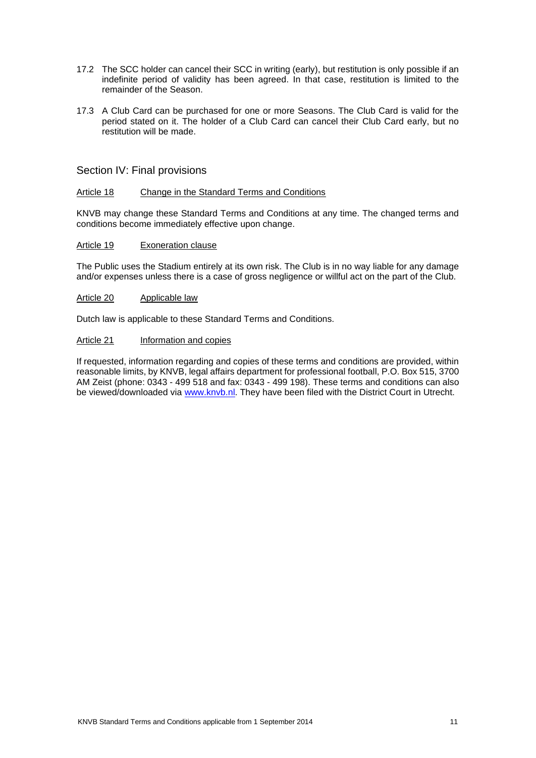17.2 The SCC holder can cancel their SCC in writing (early), but restitution is only possible if an indefinite period of validity has been agreed. In that case, restitution is limited to the remainder of the Season.

17.3 A Club Card can be purchased for one or more Seasons. The Club Card is valid for the period stated on it. The holder of a Club Card can cancel their Club Card early, but no restitution will be made.

## Section IV: Final provisions

### Article 18 Change in the Standard Terms and Conditions

KNVB may change these Standard Terms and Conditions at any time. The changed terms and conditions become immediately effective upon change.

### Article 19 Exoneration clause

The Public uses the Stadium entirely at its own risk. The Club is in no way liable for any damage and/or expenses unless there is a case of gross negligence or willful act on the part of the Club.

### Article 20 Applicable law

Dutch law is applicable to these Standard Terms and Conditions.

### Article 21 Information and copies

If requested, information regarding and copies of these terms and conditions are provided, within reasonable limits, by KNVB, legal affairs department for professional football, P.O. Box 515, 3700 AM Zeist (phone: 0343 - 499 518 and fax: 0343 - 499 198). These terms and conditions can also be viewed/downloaded via www.knvb.nl. They have been filed with the District Court in Utrecht.